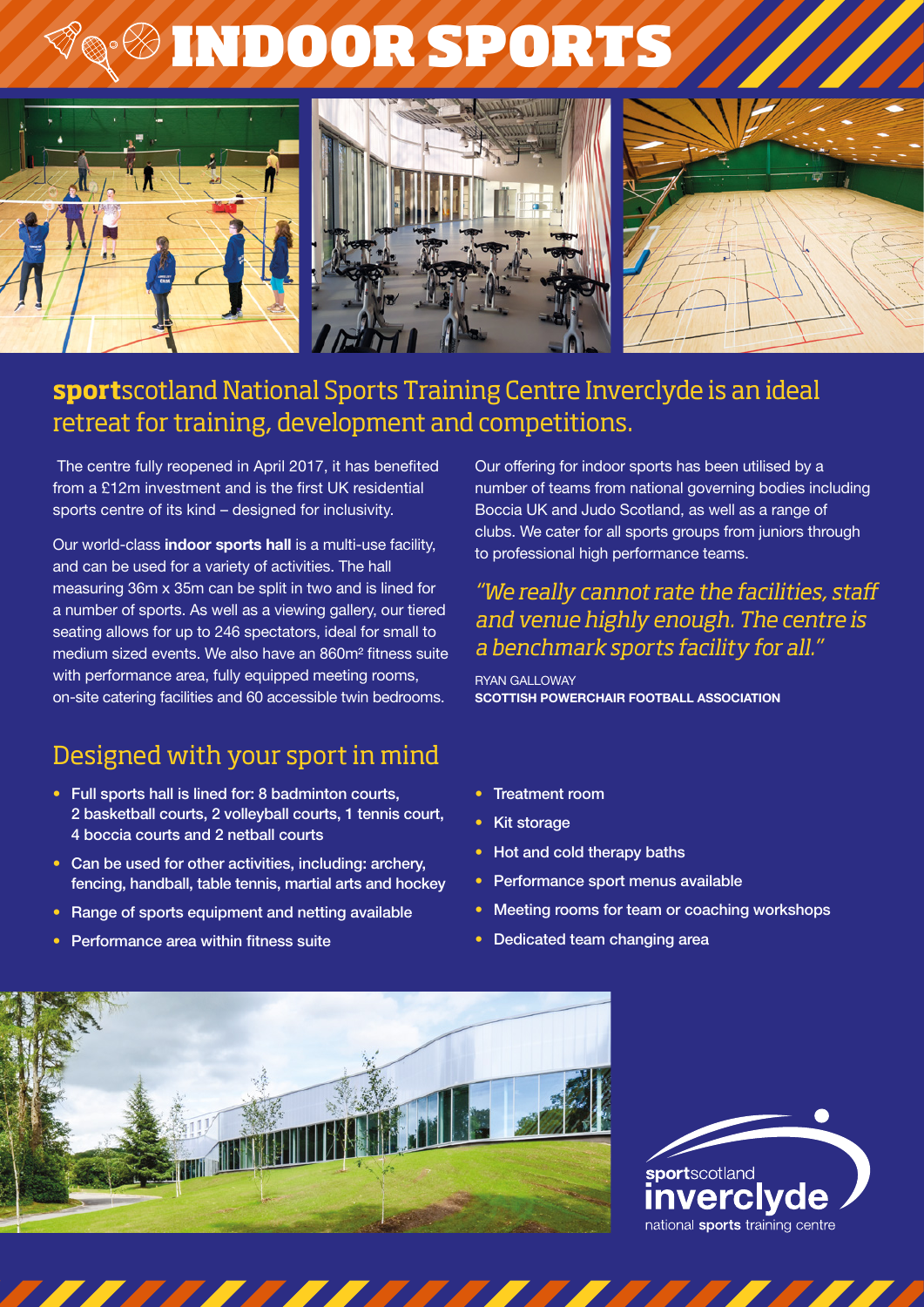# INDOOR SPORTS

## **sport**scotland National Sports Training Centre Inverclyde is an ideal retreat for training, development and competitions.

The centre fully reopened in April 2017, it has benefited from a £12m investment and is the first UK residential sports centre of its kind – designed for inclusivity.

Our world-class **indoor sports hall** is a multi-use facility, and can be used for a variety of activities. The hall measuring 36m x 35m can be split in two and is lined for a number of sports. As well as a viewing gallery, our tiered seating allows for up to 246 spectators, ideal for small to medium sized events. We also have an 860m² fitness suite with performance area, fully equipped meeting rooms, on-site catering facilities and 60 accessible twin bedrooms.

Our offering for indoor sports has been utilised by a number of teams from national governing bodies including Boccia UK and Judo Scotland, as well as a range of clubs. We cater for all sports groups from juniors through to professional high performance teams.

> *"We really cannot rate the facilities, staff and venue highly enough. The centre is a benchmark sports facility for all."*
>
> RYAN GALLOWAY
> **SCOTTISH POWERCHAIR FOOTBALL ASSOCIATION**

## Designed with your sport in mind

- Full sports hall is lined for: 8 badminton courts, 2 basketball courts, 2 volleyball courts, 1 tennis court, 4 boccia courts and 2 netball courts
- Can be used for other activities, including: archery, fencing, handball, table tennis, martial arts and hockey
- Range of sports equipment and netting available
- Performance area within fitness suite
- Treatment room
- Kit storage
- Hot and cold therapy baths
- Performance sport menus available
- Meeting rooms for team or coaching workshops
- Dedicated team changing area

**sport**scotland
inverclyde
national **sports** training centre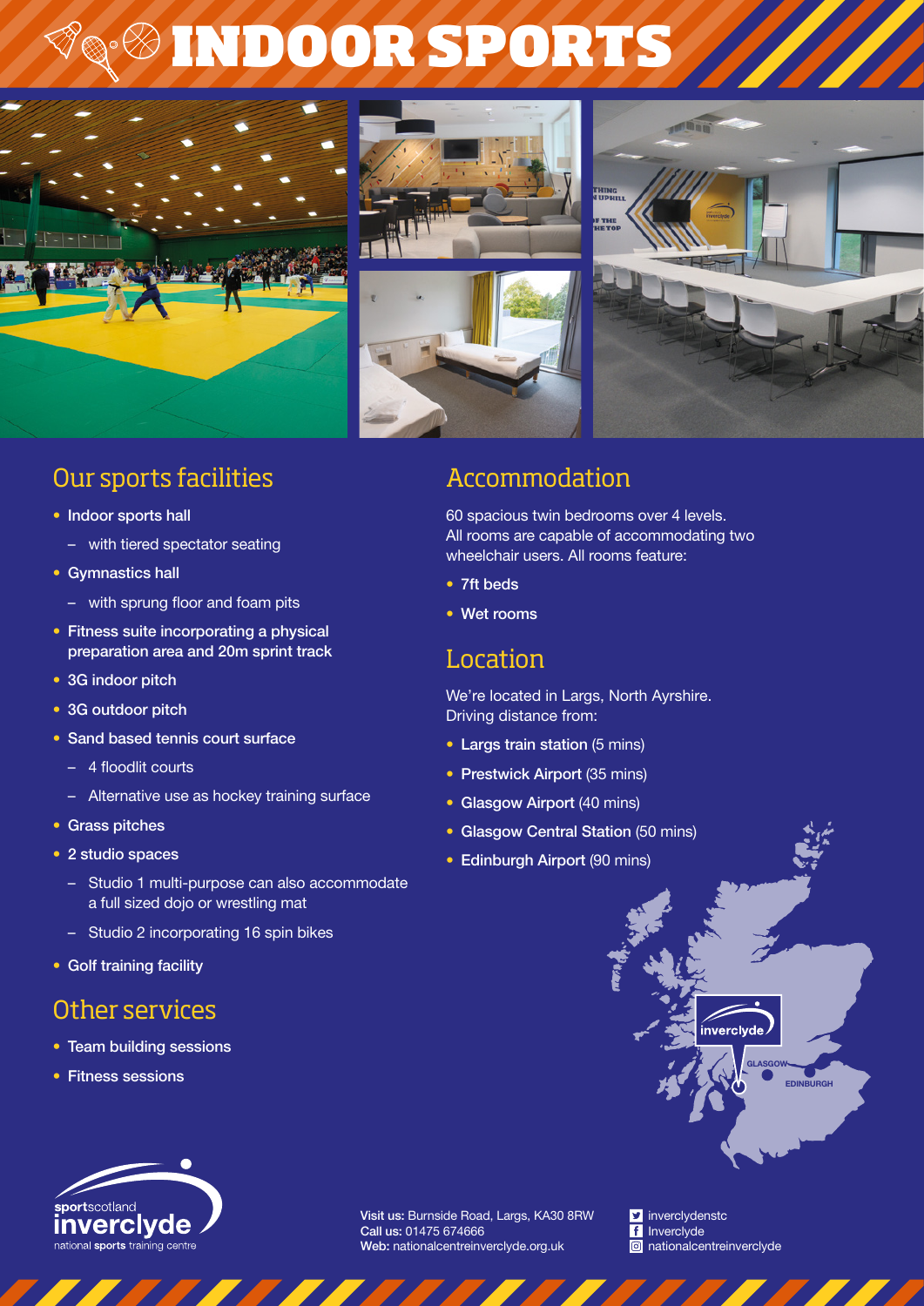# INDOOR SPORTS

## Our sports facilities

- **Indoor sports hall**
  - with tiered spectator seating
- **Gymnastics hall**
  - with sprung floor and foam pits
- **Fitness suite incorporating a physical preparation area and 20m sprint track**
- **3G indoor pitch**
- **3G outdoor pitch**
- **Sand based tennis court surface**
  - 4 floodlit courts
  - Alternative use as hockey training surface
- **Grass pitches**
- **2 studio spaces**
  - Studio 1 multi-purpose can also accommodate a full sized dojo or wrestling mat
  - Studio 2 incorporating 16 spin bikes
- **Golf training facility**

## Other services

- **Team building sessions**
- **Fitness sessions**

## Accommodation

60 spacious twin bedrooms over 4 levels. All rooms are capable of accommodating two wheelchair users. All rooms feature:

- **7ft beds**
- **Wet rooms**

## Location

We're located in Largs, North Ayrshire. Driving distance from:

- **Largs train station** (5 mins)
- **Prestwick Airport** (35 mins)
- **Glasgow Airport** (40 mins)
- **Glasgow Central Station** (50 mins)
- **Edinburgh Airport** (90 mins)

inverclyde
GLASGOW
EDINBURGH

sportscotland inverclyde national sports training centre

**Visit us:** Burnside Road, Largs, KA30 8RW
**Call us:** 01475 674666
**Web:** nationalcentreinverclyde.org.uk

inverclydenstc
Inverclyde
nationalcentreinverclyde